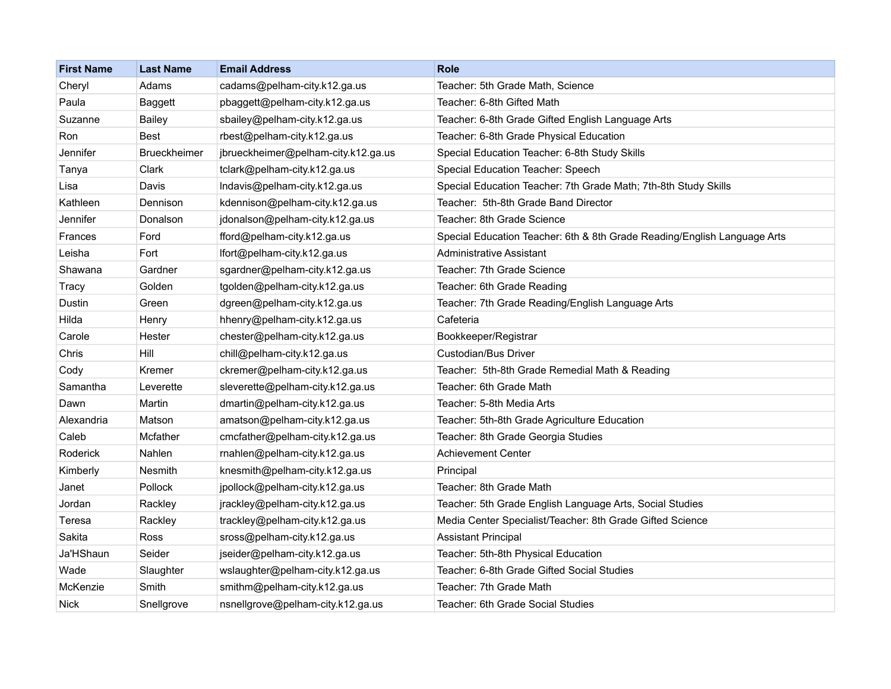| First Name | Last Name | Email Address | Role |
|---|---|---|---|
| Cheryl | Adams | cadams@pelham-city.k12.ga.us | Teacher: 5th Grade Math, Science |
| Paula | Baggett | pbaggett@pelham-city.k12.ga.us | Teacher: 6-8th Gifted Math |
| Suzanne | Bailey | sbailey@pelham-city.k12.ga.us | Teacher: 6-8th Grade Gifted English Language Arts |
| Ron | Best | rbest@pelham-city.k12.ga.us | Teacher: 6-8th Grade Physical Education |
| Jennifer | Brueckheimer | jbrueckheimer@pelham-city.k12.ga.us | Special Education Teacher: 6-8th Study Skills |
| Tanya | Clark | tclark@pelham-city.k12.ga.us | Special Education Teacher: Speech |
| Lisa | Davis | lndavis@pelham-city.k12.ga.us | Special Education Teacher: 7th Grade Math; 7th-8th Study Skills |
| Kathleen | Dennison | kdennison@pelham-city.k12.ga.us | Teacher: 5th-8th Grade Band Director |
| Jennifer | Donalson | jdonalson@pelham-city.k12.ga.us | Teacher: 8th Grade Science |
| Frances | Ford | fford@pelham-city.k12.ga.us | Special Education Teacher: 6th & 8th Grade Reading/English Language Arts |
| Leisha | Fort | lfort@pelham-city.k12.ga.us | Administrative Assistant |
| Shawana | Gardner | sgardner@pelham-city.k12.ga.us | Teacher: 7th Grade Science |
| Tracy | Golden | tgolden@pelham-city.k12.ga.us | Teacher: 6th Grade Reading |
| Dustin | Green | dgreen@pelham-city.k12.ga.us | Teacher: 7th Grade Reading/English Language Arts |
| Hilda | Henry | hhenry@pelham-city.k12.ga.us | Cafeteria |
| Carole | Hester | chester@pelham-city.k12.ga.us | Bookkeeper/Registrar |
| Chris | Hill | chill@pelham-city.k12.ga.us | Custodian/Bus Driver |
| Cody | Kremer | ckremer@pelham-city.k12.ga.us | Teacher: 5th-8th Grade Remedial Math & Reading |
| Samantha | Leverette | sleverette@pelham-city.k12.ga.us | Teacher: 6th Grade Math |
| Dawn | Martin | dmartin@pelham-city.k12.ga.us | Teacher: 5-8th Media Arts |
| Alexandria | Matson | amatson@pelham-city.k12.ga.us | Teacher: 5th-8th Grade Agriculture Education |
| Caleb | Mcfather | cmcfather@pelham-city.k12.ga.us | Teacher: 8th Grade Georgia Studies |
| Roderick | Nahlen | rnahlen@pelham-city.k12.ga.us | Achievement Center |
| Kimberly | Nesmith | knesmith@pelham-city.k12.ga.us | Principal |
| Janet | Pollock | jpollock@pelham-city.k12.ga.us | Teacher: 8th Grade Math |
| Jordan | Rackley | jrackley@pelham-city.k12.ga.us | Teacher: 5th Grade English Language Arts, Social Studies |
| Teresa | Rackley | trackley@pelham-city.k12.ga.us | Media Center Specialist/Teacher: 8th Grade Gifted Science |
| Sakita | Ross | sross@pelham-city.k12.ga.us | Assistant Principal |
| Ja'HShaun | Seider | jseider@pelham-city.k12.ga.us | Teacher: 5th-8th Physical Education |
| Wade | Slaughter | wslaughter@pelham-city.k12.ga.us | Teacher: 6-8th Grade Gifted Social Studies |
| McKenzie | Smith | smithm@pelham-city.k12.ga.us | Teacher: 7th Grade Math |
| Nick | Snellgrove | nsnellgrove@pelham-city.k12.ga.us | Teacher: 6th Grade Social Studies |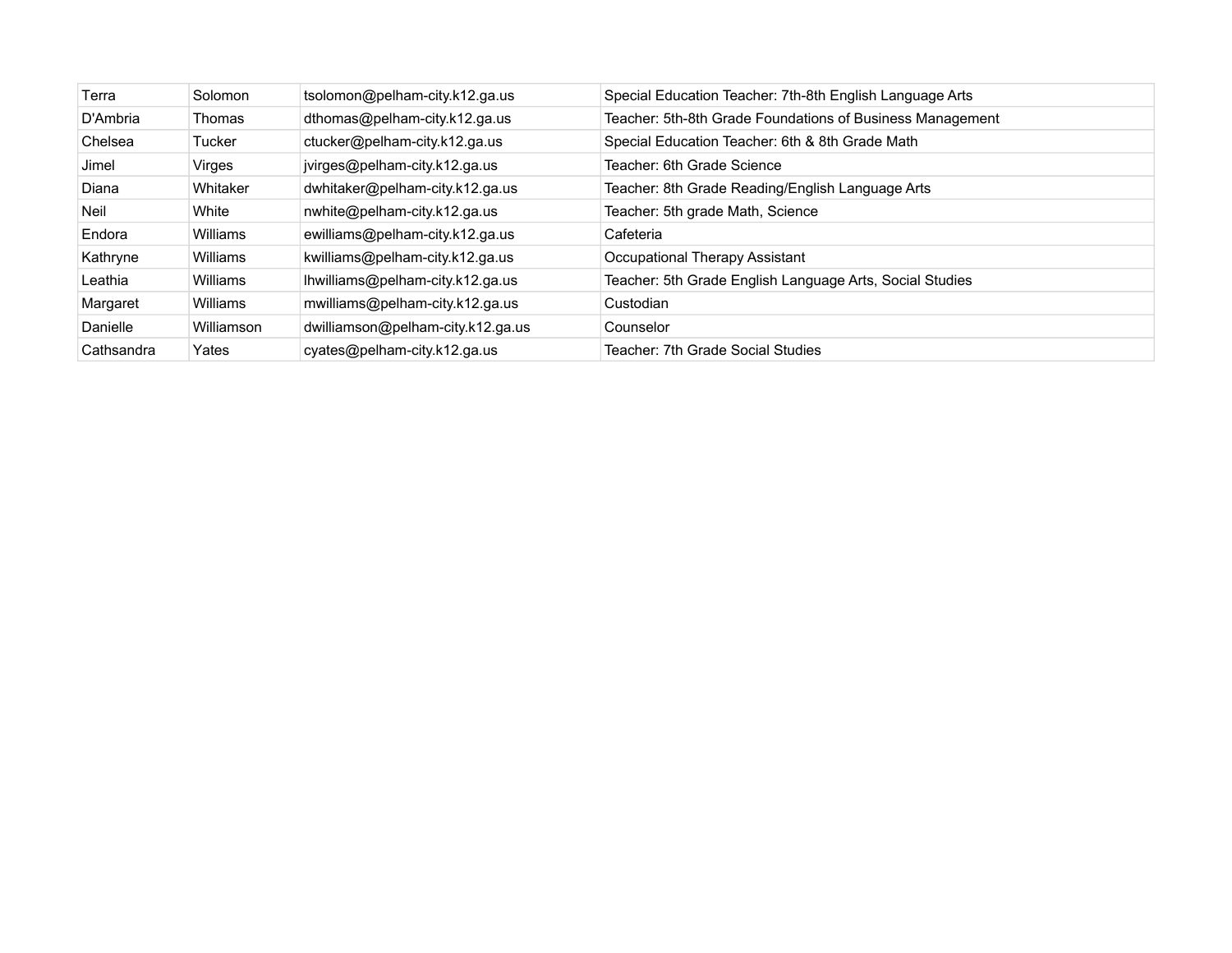| | | | |
|---|---|---|---|
| Terra | Solomon | tsolomon@pelham-city.k12.ga.us | Special Education Teacher: 7th-8th English Language Arts |
| D'Ambria | Thomas | dthomas@pelham-city.k12.ga.us | Teacher: 5th-8th Grade Foundations of Business Management |
| Chelsea | Tucker | ctucker@pelham-city.k12.ga.us | Special Education Teacher: 6th & 8th Grade Math |
| Jimel | Virges | jvirges@pelham-city.k12.ga.us | Teacher: 6th Grade Science |
| Diana | Whitaker | dwhitaker@pelham-city.k12.ga.us | Teacher: 8th Grade Reading/English Language Arts |
| Neil | White | nwhite@pelham-city.k12.ga.us | Teacher: 5th grade Math, Science |
| Endora | Williams | ewilliams@pelham-city.k12.ga.us | Cafeteria |
| Kathryne | Williams | kwilliams@pelham-city.k12.ga.us | Occupational Therapy Assistant |
| Leathia | Williams | lhwilliams@pelham-city.k12.ga.us | Teacher: 5th Grade English Language Arts, Social Studies |
| Margaret | Williams | mwilliams@pelham-city.k12.ga.us | Custodian |
| Danielle | Williamson | dwilliamson@pelham-city.k12.ga.us | Counselor |
| Cathsandra | Yates | cyates@pelham-city.k12.ga.us | Teacher: 7th Grade Social Studies |